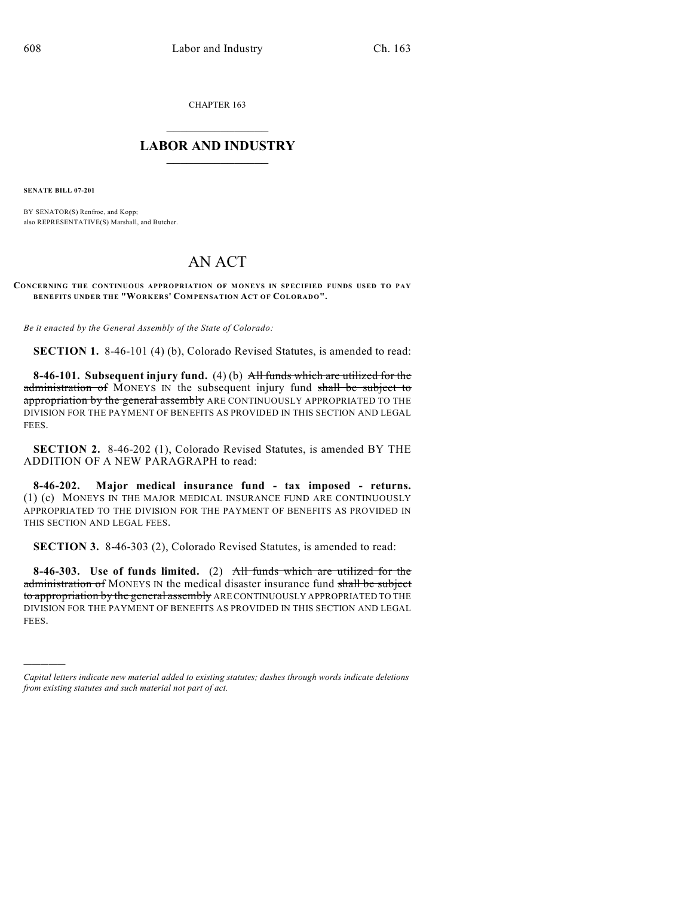CHAPTER 163

# LABOR AND INDUSTRY

**SENATE BILL 07-201**

BY SENATOR(S) Renfroe, and Kopp;
also REPRESENTATIVE(S) Marshall, and Butcher.

# AN ACT

**CONCERNING THE CONTINUOUS APPROPRIATION OF MONEYS IN SPECIFIED FUNDS USED TO PAY BENEFITS UNDER THE "WORKERS' COMPENSATION ACT OF COLORADO".**

*Be it enacted by the General Assembly of the State of Colorado:*

**SECTION 1.** 8-46-101 (4) (b), Colorado Revised Statutes, is amended to read:

**8-46-101. Subsequent injury fund.** (4) (b) ~~All funds which are utilized for the administration of~~ MONEYS IN the subsequent injury fund ~~shall be subject to appropriation by the general assembly~~ ARE CONTINUOUSLY APPROPRIATED TO THE DIVISION FOR THE PAYMENT OF BENEFITS AS PROVIDED IN THIS SECTION AND LEGAL FEES.

**SECTION 2.** 8-46-202 (1), Colorado Revised Statutes, is amended BY THE ADDITION OF A NEW PARAGRAPH to read:

**8-46-202. Major medical insurance fund - tax imposed - returns.** (1) (c) MONEYS IN THE MAJOR MEDICAL INSURANCE FUND ARE CONTINUOUSLY APPROPRIATED TO THE DIVISION FOR THE PAYMENT OF BENEFITS AS PROVIDED IN THIS SECTION AND LEGAL FEES.

**SECTION 3.** 8-46-303 (2), Colorado Revised Statutes, is amended to read:

**8-46-303. Use of funds limited.** (2) ~~All funds which are utilized for the administration of~~ MONEYS IN the medical disaster insurance fund ~~shall be subject to appropriation by the general assembly~~ ARE CONTINUOUSLY APPROPRIATED TO THE DIVISION FOR THE PAYMENT OF BENEFITS AS PROVIDED IN THIS SECTION AND LEGAL FEES.

---

*Capital letters indicate new material added to existing statutes; dashes through words indicate deletions from existing statutes and such material not part of act.*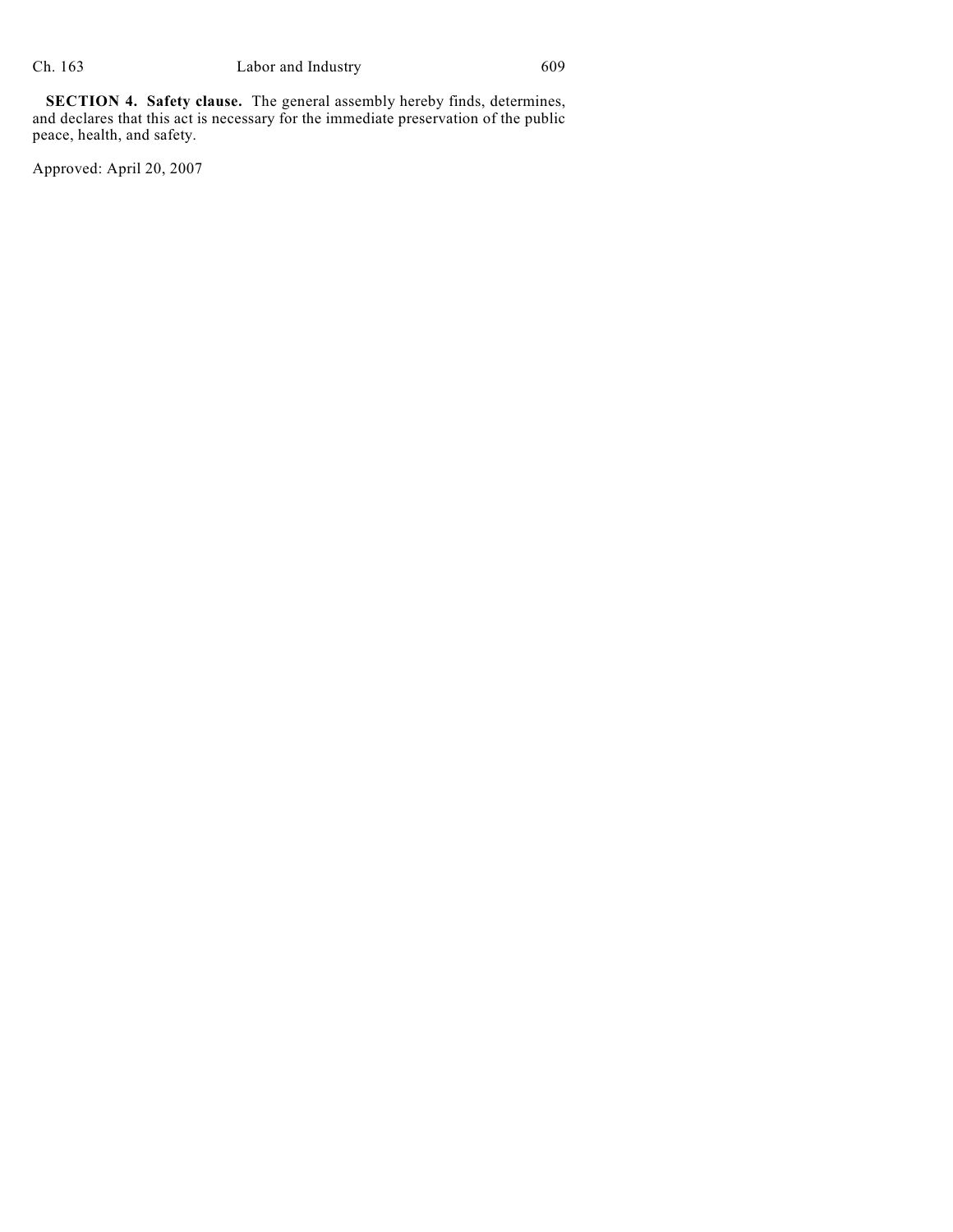**SECTION 4. Safety clause.** The general assembly hereby finds, determines, and declares that this act is necessary for the immediate preservation of the public peace, health, and safety.

Approved: April 20, 2007